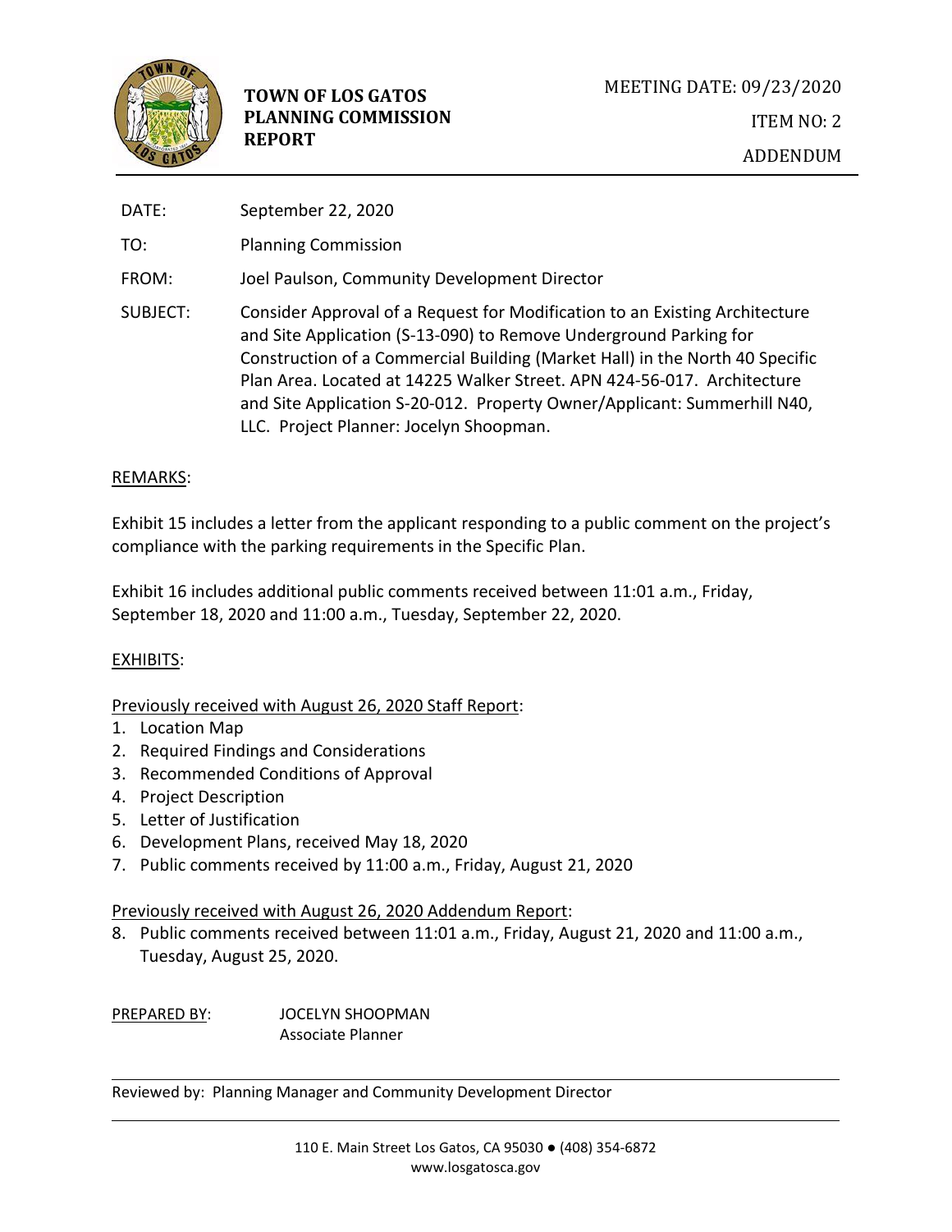**TOWN OF LOS GATOS PLANNING COMMISSION REPORT**

MEETING DATE: 09/23/2020

ITEM NO: 2

ADDENDUM

DATE: September 22, 2020

TO: Planning Commission

FROM: Joel Paulson, Community Development Director

SUBJECT: Consider Approval of a Request for Modification to an Existing Architecture and Site Application (S-13-090) to Remove Underground Parking for Construction of a Commercial Building (Market Hall) in the North 40 Specific Plan Area. Located at 14225 Walker Street. APN 424-56-017. Architecture and Site Application S-20-012. Property Owner/Applicant: Summerhill N40, LLC. Project Planner: Jocelyn Shoopman.

REMARKS:

Exhibit 15 includes a letter from the applicant responding to a public comment on the project's compliance with the parking requirements in the Specific Plan.

Exhibit 16 includes additional public comments received between 11:01 a.m., Friday, September 18, 2020 and 11:00 a.m., Tuesday, September 22, 2020.

EXHIBITS:

Previously received with August 26, 2020 Staff Report:

1. Location Map
2. Required Findings and Considerations
3. Recommended Conditions of Approval
4. Project Description
5. Letter of Justification
6. Development Plans, received May 18, 2020
7. Public comments received by 11:00 a.m., Friday, August 21, 2020

Previously received with August 26, 2020 Addendum Report:

8. Public comments received between 11:01 a.m., Friday, August 21, 2020 and 11:00 a.m., Tuesday, August 25, 2020.

PREPARED BY: JOCELYN SHOOPMAN
Associate Planner

Reviewed by: Planning Manager and Community Development Director

110 E. Main Street Los Gatos, CA 95030 ● (408) 354-6872
www.losgatosca.gov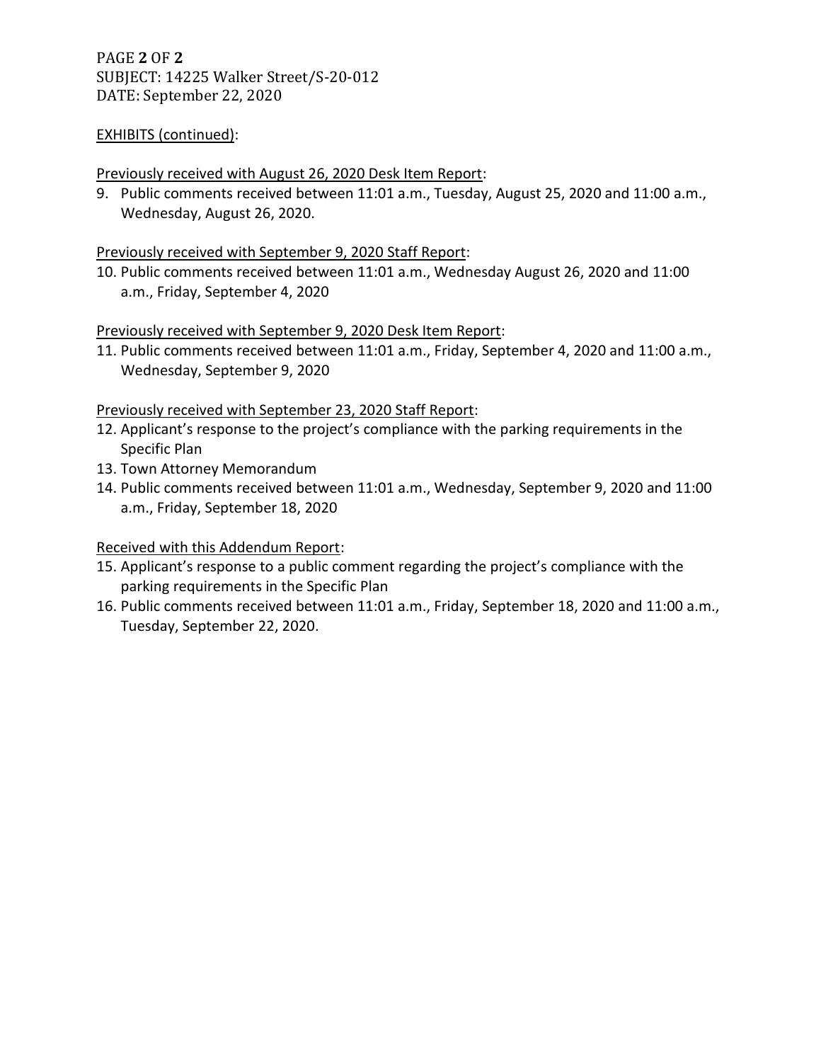PAGE **2** OF **2**
SUBJECT: 14225 Walker Street/S-20-012
DATE: September 22, 2020

EXHIBITS (continued):

Previously received with August 26, 2020 Desk Item Report:

9. Public comments received between 11:01 a.m., Tuesday, August 25, 2020 and 11:00 a.m., Wednesday, August 26, 2020.

Previously received with September 9, 2020 Staff Report:

10. Public comments received between 11:01 a.m., Wednesday August 26, 2020 and 11:00 a.m., Friday, September 4, 2020

Previously received with September 9, 2020 Desk Item Report:

11. Public comments received between 11:01 a.m., Friday, September 4, 2020 and 11:00 a.m., Wednesday, September 9, 2020

Previously received with September 23, 2020 Staff Report:

12. Applicant's response to the project's compliance with the parking requirements in the Specific Plan
13. Town Attorney Memorandum
14. Public comments received between 11:01 a.m., Wednesday, September 9, 2020 and 11:00 a.m., Friday, September 18, 2020

Received with this Addendum Report:

15. Applicant's response to a public comment regarding the project's compliance with the parking requirements in the Specific Plan
16. Public comments received between 11:01 a.m., Friday, September 18, 2020 and 11:00 a.m., Tuesday, September 22, 2020.